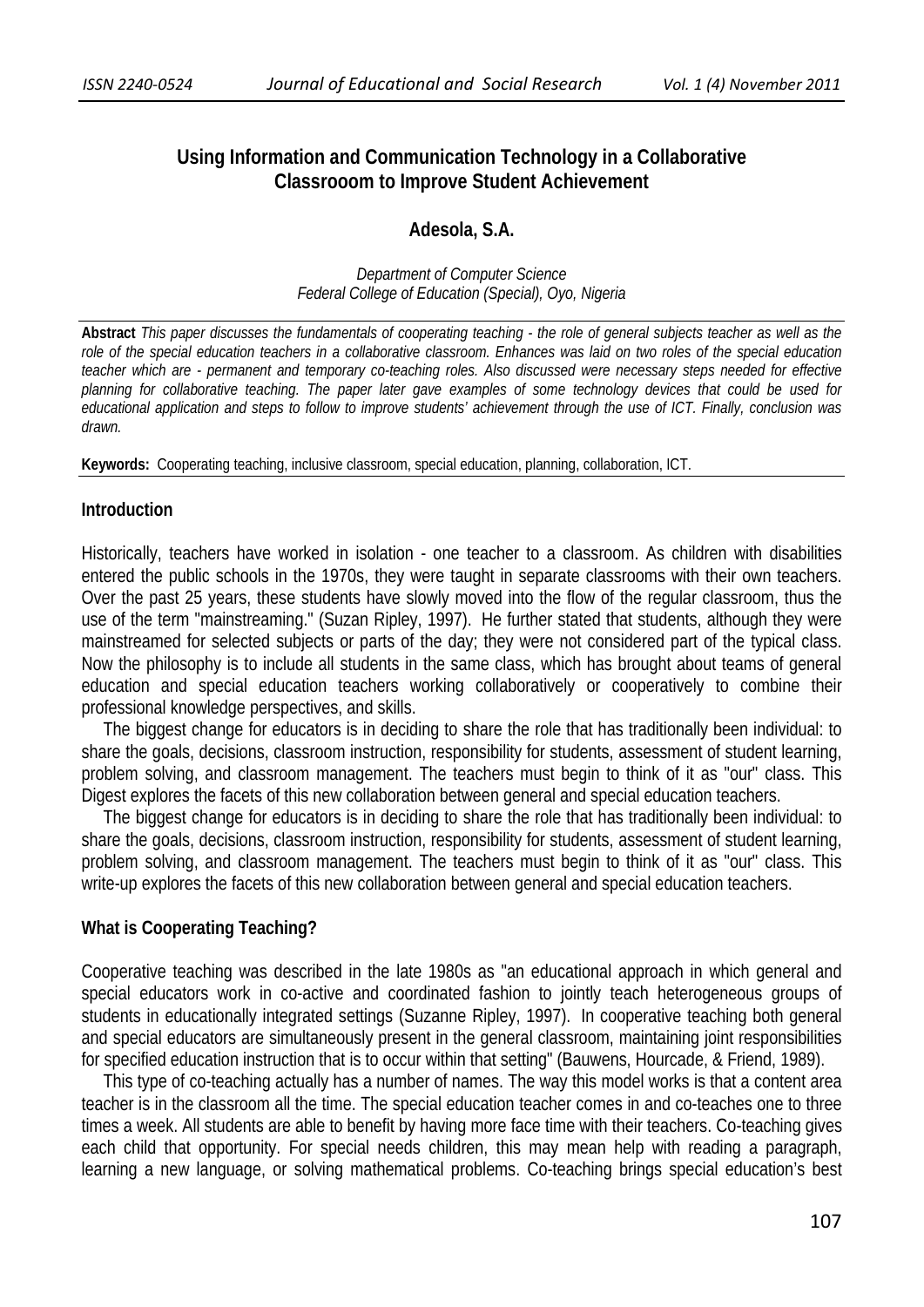# Using Information and Communication Technology in a Collaborative Classrooom to Improve Student Achievement

**Adesola, S.A.**

*Department of Computer Science*
*Federal College of Education (Special), Oyo, Nigeria*

**Abstract** *This paper discusses the fundamentals of cooperating teaching - the role of general subjects teacher as well as the role of the special education teachers in a collaborative classroom. Enhances was laid on two roles of the special education teacher which are - permanent and temporary co-teaching roles. Also discussed were necessary steps needed for effective planning for collaborative teaching. The paper later gave examples of some technology devices that could be used for educational application and steps to follow to improve students' achievement through the use of ICT. Finally, conclusion was drawn.*

**Keywords:** Cooperating teaching, inclusive classroom, special education, planning, collaboration, ICT.

## Introduction

Historically, teachers have worked in isolation - one teacher to a classroom. As children with disabilities entered the public schools in the 1970s, they were taught in separate classrooms with their own teachers. Over the past 25 years, these students have slowly moved into the flow of the regular classroom, thus the use of the term "mainstreaming." (Suzan Ripley, 1997). He further stated that students, although they were mainstreamed for selected subjects or parts of the day; they were not considered part of the typical class. Now the philosophy is to include all students in the same class, which has brought about teams of general education and special education teachers working collaboratively or cooperatively to combine their professional knowledge perspectives, and skills.

The biggest change for educators is in deciding to share the role that has traditionally been individual: to share the goals, decisions, classroom instruction, responsibility for students, assessment of student learning, problem solving, and classroom management. The teachers must begin to think of it as "our" class. This Digest explores the facets of this new collaboration between general and special education teachers.

The biggest change for educators is in deciding to share the role that has traditionally been individual: to share the goals, decisions, classroom instruction, responsibility for students, assessment of student learning, problem solving, and classroom management. The teachers must begin to think of it as "our" class. This write-up explores the facets of this new collaboration between general and special education teachers.

## What is Cooperating Teaching?

Cooperative teaching was described in the late 1980s as "an educational approach in which general and special educators work in co-active and coordinated fashion to jointly teach heterogeneous groups of students in educationally integrated settings (Suzanne Ripley, 1997). In cooperative teaching both general and special educators are simultaneously present in the general classroom, maintaining joint responsibilities for specified education instruction that is to occur within that setting" (Bauwens, Hourcade, & Friend, 1989).

This type of co-teaching actually has a number of names. The way this model works is that a content area teacher is in the classroom all the time. The special education teacher comes in and co-teaches one to three times a week. All students are able to benefit by having more face time with their teachers. Co-teaching gives each child that opportunity. For special needs children, this may mean help with reading a paragraph, learning a new language, or solving mathematical problems. Co-teaching brings special education's best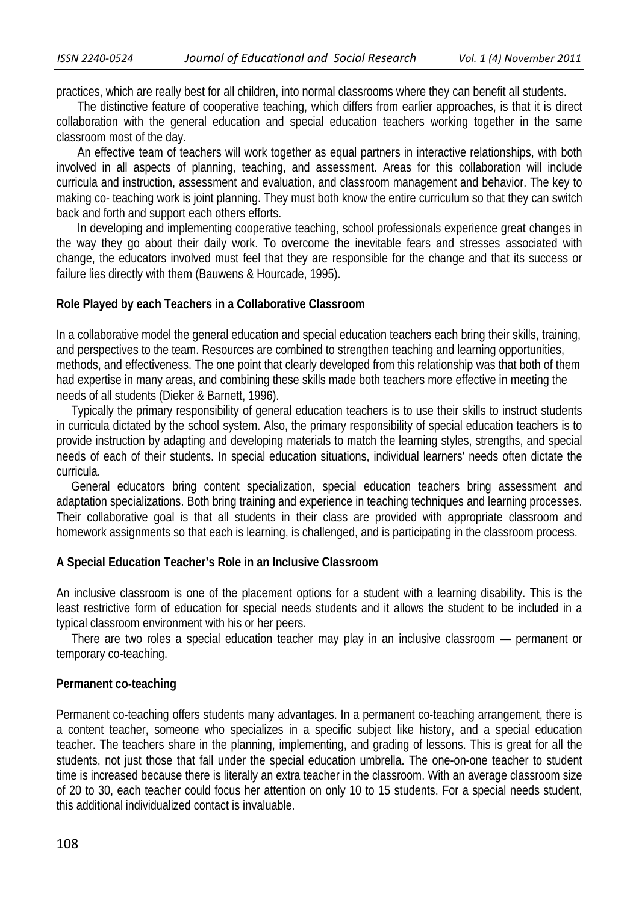practices, which are really best for all children, into normal classrooms where they can benefit all students.

The distinctive feature of cooperative teaching, which differs from earlier approaches, is that it is direct collaboration with the general education and special education teachers working together in the same classroom most of the day.

An effective team of teachers will work together as equal partners in interactive relationships, with both involved in all aspects of planning, teaching, and assessment. Areas for this collaboration will include curricula and instruction, assessment and evaluation, and classroom management and behavior. The key to making co- teaching work is joint planning. They must both know the entire curriculum so that they can switch back and forth and support each others efforts.

In developing and implementing cooperative teaching, school professionals experience great changes in the way they go about their daily work. To overcome the inevitable fears and stresses associated with change, the educators involved must feel that they are responsible for the change and that its success or failure lies directly with them (Bauwens & Hourcade, 1995).

**Role Played by each Teachers in a Collaborative Classroom**

In a collaborative model the general education and special education teachers each bring their skills, training, and perspectives to the team. Resources are combined to strengthen teaching and learning opportunities, methods, and effectiveness. The one point that clearly developed from this relationship was that both of them had expertise in many areas, and combining these skills made both teachers more effective in meeting the needs of all students (Dieker & Barnett, 1996).

Typically the primary responsibility of general education teachers is to use their skills to instruct students in curricula dictated by the school system. Also, the primary responsibility of special education teachers is to provide instruction by adapting and developing materials to match the learning styles, strengths, and special needs of each of their students. In special education situations, individual learners' needs often dictate the curricula.

General educators bring content specialization, special education teachers bring assessment and adaptation specializations. Both bring training and experience in teaching techniques and learning processes. Their collaborative goal is that all students in their class are provided with appropriate classroom and homework assignments so that each is learning, is challenged, and is participating in the classroom process.

**A Special Education Teacher's Role in an Inclusive Classroom**

An inclusive classroom is one of the placement options for a student with a learning disability. This is the least restrictive form of education for special needs students and it allows the student to be included in a typical classroom environment with his or her peers.

There are two roles a special education teacher may play in an inclusive classroom — permanent or temporary co-teaching.

**Permanent co-teaching**

Permanent co-teaching offers students many advantages. In a permanent co-teaching arrangement, there is a content teacher, someone who specializes in a specific subject like history, and a special education teacher. The teachers share in the planning, implementing, and grading of lessons. This is great for all the students, not just those that fall under the special education umbrella. The one-on-one teacher to student time is increased because there is literally an extra teacher in the classroom. With an average classroom size of 20 to 30, each teacher could focus her attention on only 10 to 15 students. For a special needs student, this additional individualized contact is invaluable.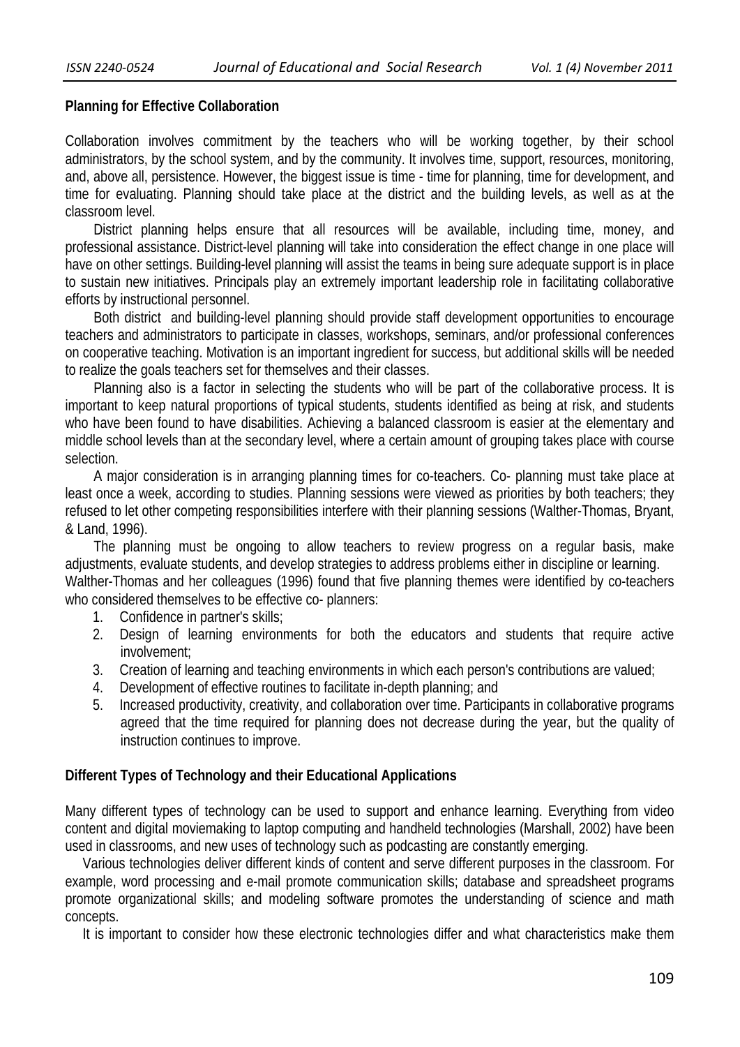### Planning for Effective Collaboration

Collaboration involves commitment by the teachers who will be working together, by their school administrators, by the school system, and by the community. It involves time, support, resources, monitoring, and, above all, persistence. However, the biggest issue is time - time for planning, time for development, and time for evaluating. Planning should take place at the district and the building levels, as well as at the classroom level.

District planning helps ensure that all resources will be available, including time, money, and professional assistance. District-level planning will take into consideration the effect change in one place will have on other settings. Building-level planning will assist the teams in being sure adequate support is in place to sustain new initiatives. Principals play an extremely important leadership role in facilitating collaborative efforts by instructional personnel.

Both district and building-level planning should provide staff development opportunities to encourage teachers and administrators to participate in classes, workshops, seminars, and/or professional conferences on cooperative teaching. Motivation is an important ingredient for success, but additional skills will be needed to realize the goals teachers set for themselves and their classes.

Planning also is a factor in selecting the students who will be part of the collaborative process. It is important to keep natural proportions of typical students, students identified as being at risk, and students who have been found to have disabilities. Achieving a balanced classroom is easier at the elementary and middle school levels than at the secondary level, where a certain amount of grouping takes place with course selection.

A major consideration is in arranging planning times for co-teachers. Co- planning must take place at least once a week, according to studies. Planning sessions were viewed as priorities by both teachers; they refused to let other competing responsibilities interfere with their planning sessions (Walther-Thomas, Bryant, & Land, 1996).

The planning must be ongoing to allow teachers to review progress on a regular basis, make adjustments, evaluate students, and develop strategies to address problems either in discipline or learning. Walther-Thomas and her colleagues (1996) found that five planning themes were identified by co-teachers who considered themselves to be effective co- planners:

1. Confidence in partner's skills;
2. Design of learning environments for both the educators and students that require active involvement;
3. Creation of learning and teaching environments in which each person's contributions are valued;
4. Development of effective routines to facilitate in-depth planning; and
5. Increased productivity, creativity, and collaboration over time. Participants in collaborative programs agreed that the time required for planning does not decrease during the year, but the quality of instruction continues to improve.

### Different Types of Technology and their Educational Applications

Many different types of technology can be used to support and enhance learning. Everything from video content and digital moviemaking to laptop computing and handheld technologies (Marshall, 2002) have been used in classrooms, and new uses of technology such as podcasting are constantly emerging.

Various technologies deliver different kinds of content and serve different purposes in the classroom. For example, word processing and e-mail promote communication skills; database and spreadsheet programs promote organizational skills; and modeling software promotes the understanding of science and math concepts.

It is important to consider how these electronic technologies differ and what characteristics make them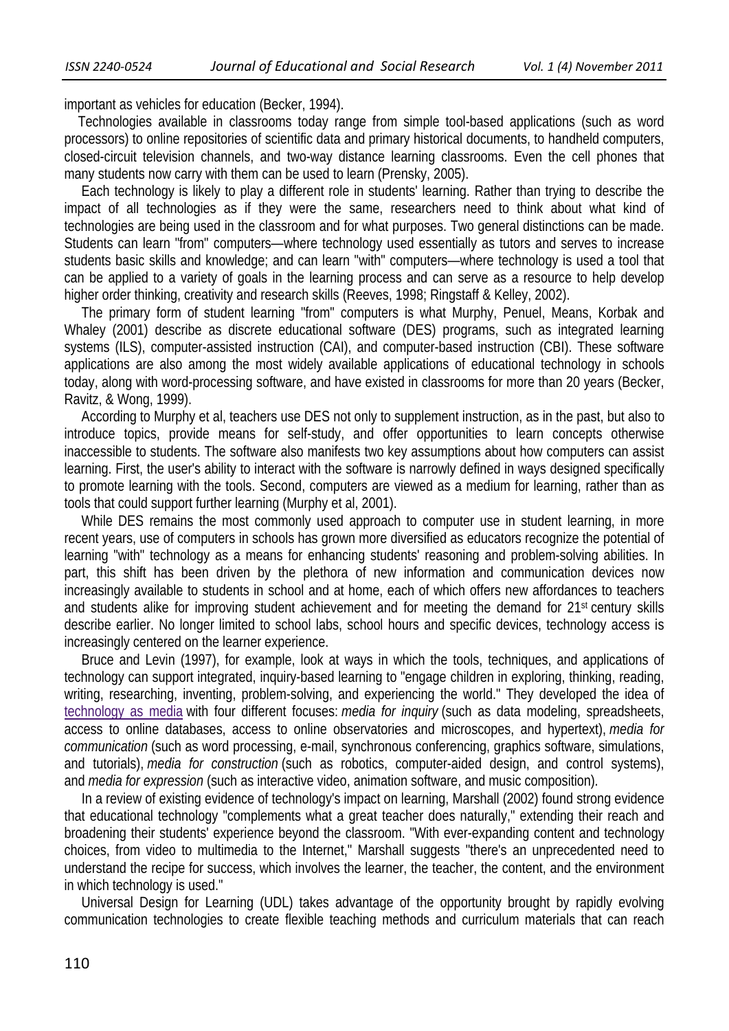important as vehicles for education (Becker, 1994).

Technologies available in classrooms today range from simple tool-based applications (such as word processors) to online repositories of scientific data and primary historical documents, to handheld computers, closed-circuit television channels, and two-way distance learning classrooms. Even the cell phones that many students now carry with them can be used to learn (Prensky, 2005).

Each technology is likely to play a different role in students' learning. Rather than trying to describe the impact of all technologies as if they were the same, researchers need to think about what kind of technologies are being used in the classroom and for what purposes. Two general distinctions can be made. Students can learn "from" computers—where technology used essentially as tutors and serves to increase students basic skills and knowledge; and can learn "with" computers—where technology is used a tool that can be applied to a variety of goals in the learning process and can serve as a resource to help develop higher order thinking, creativity and research skills (Reeves, 1998; Ringstaff & Kelley, 2002).

The primary form of student learning "from" computers is what Murphy, Penuel, Means, Korbak and Whaley (2001) describe as discrete educational software (DES) programs, such as integrated learning systems (ILS), computer-assisted instruction (CAI), and computer-based instruction (CBI). These software applications are also among the most widely available applications of educational technology in schools today, along with word-processing software, and have existed in classrooms for more than 20 years (Becker, Ravitz, & Wong, 1999).

According to Murphy et al, teachers use DES not only to supplement instruction, as in the past, but also to introduce topics, provide means for self-study, and offer opportunities to learn concepts otherwise inaccessible to students. The software also manifests two key assumptions about how computers can assist learning. First, the user's ability to interact with the software is narrowly defined in ways designed specifically to promote learning with the tools. Second, computers are viewed as a medium for learning, rather than as tools that could support further learning (Murphy et al, 2001).

While DES remains the most commonly used approach to computer use in student learning, in more recent years, use of computers in schools has grown more diversified as educators recognize the potential of learning "with" technology as a means for enhancing students' reasoning and problem-solving abilities. In part, this shift has been driven by the plethora of new information and communication devices now increasingly available to students in school and at home, each of which offers new affordances to teachers and students alike for improving student achievement and for meeting the demand for 21st century skills describe earlier. No longer limited to school labs, school hours and specific devices, technology access is increasingly centered on the learner experience.

Bruce and Levin (1997), for example, look at ways in which the tools, techniques, and applications of technology can support integrated, inquiry-based learning to "engage children in exploring, thinking, reading, writing, researching, inventing, problem-solving, and experiencing the world." They developed the idea of technology as media with four different focuses: *media for inquiry* (such as data modeling, spreadsheets, access to online databases, access to online observatories and microscopes, and hypertext), *media for communication* (such as word processing, e-mail, synchronous conferencing, graphics software, simulations, and tutorials), *media for construction* (such as robotics, computer-aided design, and control systems), and *media for expression* (such as interactive video, animation software, and music composition).

In a review of existing evidence of technology's impact on learning, Marshall (2002) found strong evidence that educational technology "complements what a great teacher does naturally," extending their reach and broadening their students' experience beyond the classroom. "With ever-expanding content and technology choices, from video to multimedia to the Internet," Marshall suggests "there's an unprecedented need to understand the recipe for success, which involves the learner, the teacher, the content, and the environment in which technology is used."

Universal Design for Learning (UDL) takes advantage of the opportunity brought by rapidly evolving communication technologies to create flexible teaching methods and curriculum materials that can reach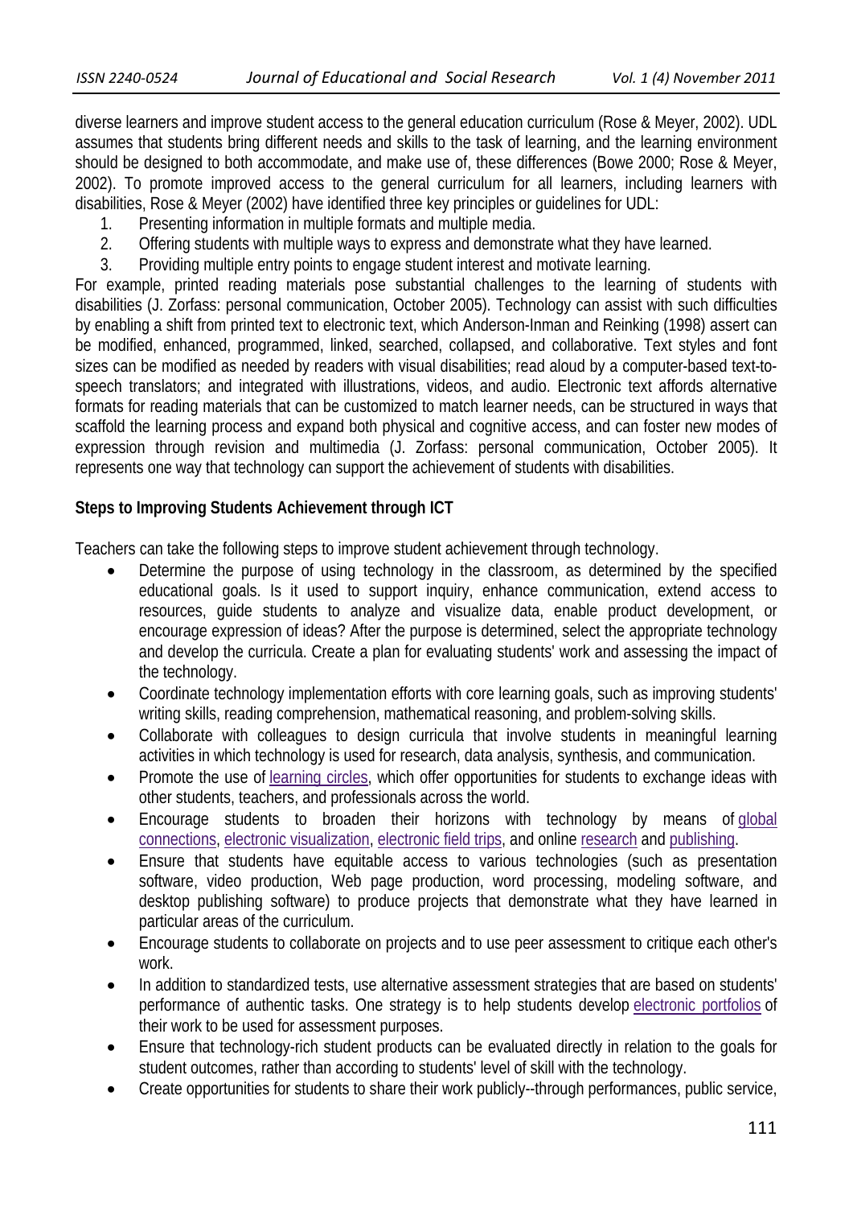diverse learners and improve student access to the general education curriculum (Rose & Meyer, 2002). UDL assumes that students bring different needs and skills to the task of learning, and the learning environment should be designed to both accommodate, and make use of, these differences (Bowe 2000; Rose & Meyer, 2002). To promote improved access to the general curriculum for all learners, including learners with disabilities, Rose & Meyer (2002) have identified three key principles or guidelines for UDL:

1. Presenting information in multiple formats and multiple media.
2. Offering students with multiple ways to express and demonstrate what they have learned.
3. Providing multiple entry points to engage student interest and motivate learning.

For example, printed reading materials pose substantial challenges to the learning of students with disabilities (J. Zorfass: personal communication, October 2005). Technology can assist with such difficulties by enabling a shift from printed text to electronic text, which Anderson-Inman and Reinking (1998) assert can be modified, enhanced, programmed, linked, searched, collapsed, and collaborative. Text styles and font sizes can be modified as needed by readers with visual disabilities; read aloud by a computer-based text-to-speech translators; and integrated with illustrations, videos, and audio. Electronic text affords alternative formats for reading materials that can be customized to match learner needs, can be structured in ways that scaffold the learning process and expand both physical and cognitive access, and can foster new modes of expression through revision and multimedia (J. Zorfass: personal communication, October 2005). It represents one way that technology can support the achievement of students with disabilities.

**Steps to Improving Students Achievement through ICT**

Teachers can take the following steps to improve student achievement through technology.

- Determine the purpose of using technology in the classroom, as determined by the specified educational goals. Is it used to support inquiry, enhance communication, extend access to resources, guide students to analyze and visualize data, enable product development, or encourage expression of ideas? After the purpose is determined, select the appropriate technology and develop the curricula. Create a plan for evaluating students' work and assessing the impact of the technology.
- Coordinate technology implementation efforts with core learning goals, such as improving students' writing skills, reading comprehension, mathematical reasoning, and problem-solving skills.
- Collaborate with colleagues to design curricula that involve students in meaningful learning activities in which technology is used for research, data analysis, synthesis, and communication.
- Promote the use of learning circles, which offer opportunities for students to exchange ideas with other students, teachers, and professionals across the world.
- Encourage students to broaden their horizons with technology by means of global connections, electronic visualization, electronic field trips, and online research and publishing.
- Ensure that students have equitable access to various technologies (such as presentation software, video production, Web page production, word processing, modeling software, and desktop publishing software) to produce projects that demonstrate what they have learned in particular areas of the curriculum.
- Encourage students to collaborate on projects and to use peer assessment to critique each other's work.
- In addition to standardized tests, use alternative assessment strategies that are based on students' performance of authentic tasks. One strategy is to help students develop electronic portfolios of their work to be used for assessment purposes.
- Ensure that technology-rich student products can be evaluated directly in relation to the goals for student outcomes, rather than according to students' level of skill with the technology.
- Create opportunities for students to share their work publicly--through performances, public service,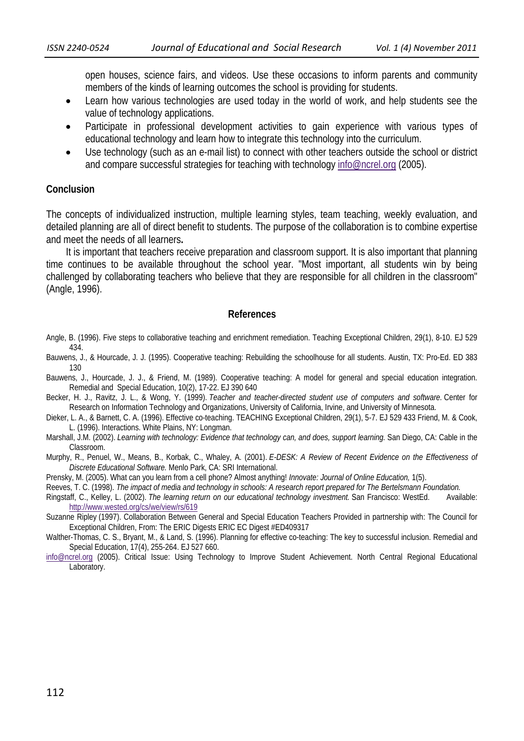open houses, science fairs, and videos. Use these occasions to inform parents and community members of the kinds of learning outcomes the school is providing for students.

- Learn how various technologies are used today in the world of work, and help students see the value of technology applications.
- Participate in professional development activities to gain experience with various types of educational technology and learn how to integrate this technology into the curriculum.
- Use technology (such as an e-mail list) to connect with other teachers outside the school or district and compare successful strategies for teaching with technology info@ncrel.org (2005).

## Conclusion

The concepts of individualized instruction, multiple learning styles, team teaching, weekly evaluation, and detailed planning are all of direct benefit to students. The purpose of the collaboration is to combine expertise and meet the needs of all learners**.**

It is important that teachers receive preparation and classroom support. It is also important that planning time continues to be available throughout the school year. "Most important, all students win by being challenged by collaborating teachers who believe that they are responsible for all children in the classroom" (Angle, 1996).

## References

Angle, B. (1996). Five steps to collaborative teaching and enrichment remediation. Teaching Exceptional Children, 29(1), 8-10. EJ 529 434.

Bauwens, J., & Hourcade, J. J. (1995). Cooperative teaching: Rebuilding the schoolhouse for all students. Austin, TX: Pro-Ed. ED 383 130

Bauwens, J., Hourcade, J. J., & Friend, M. (1989). Cooperative teaching: A model for general and special education integration. Remedial and Special Education, 10(2), 17-22. EJ 390 640

Becker, H. J., Ravitz, J. L., & Wong, Y. (1999). *Teacher and teacher-directed student use of computers and software.* Center for Research on Information Technology and Organizations, University of California, Irvine, and University of Minnesota.

Dieker, L. A., & Barnett, C. A. (1996). Effective co-teaching. TEACHING Exceptional Children, 29(1), 5-7. EJ 529 433 Friend, M. & Cook, L. (1996). Interactions. White Plains, NY: Longman.

Marshall, J.M. (2002). *Learning with technology: Evidence that technology can, and does, support learning.* San Diego, CA: Cable in the Classroom.

Murphy, R., Penuel, W., Means, B., Korbak, C., Whaley, A. (2001). *E-DESK: A Review of Recent Evidence on the Effectiveness of Discrete Educational Software.* Menlo Park, CA: SRI International.

Prensky, M. (2005). What can you learn from a cell phone? Almost anything! *Innovate: Journal of Online Education,* 1(5).

Reeves, T. C. (1998). *The impact of media and technology in schools: A research report prepared for The Bertelsmann Foundation.*

Ringstaff, C., Kelley, L. (2002). *The learning return on our educational technology investment.* San Francisco: WestEd. Available: http://www.wested.org/cs/we/view/rs/619

Suzanne Ripley (1997). Collaboration Between General and Special Education Teachers Provided in partnership with: The Council for Exceptional Children, From: The ERIC Digests ERIC EC Digest #ED409317

Walther-Thomas, C. S., Bryant, M., & Land, S. (1996). Planning for effective co-teaching: The key to successful inclusion. Remedial and Special Education, 17(4), 255-264. EJ 527 660.

info@ncrel.org (2005). Critical Issue: Using Technology to Improve Student Achievement. North Central Regional Educational Laboratory.